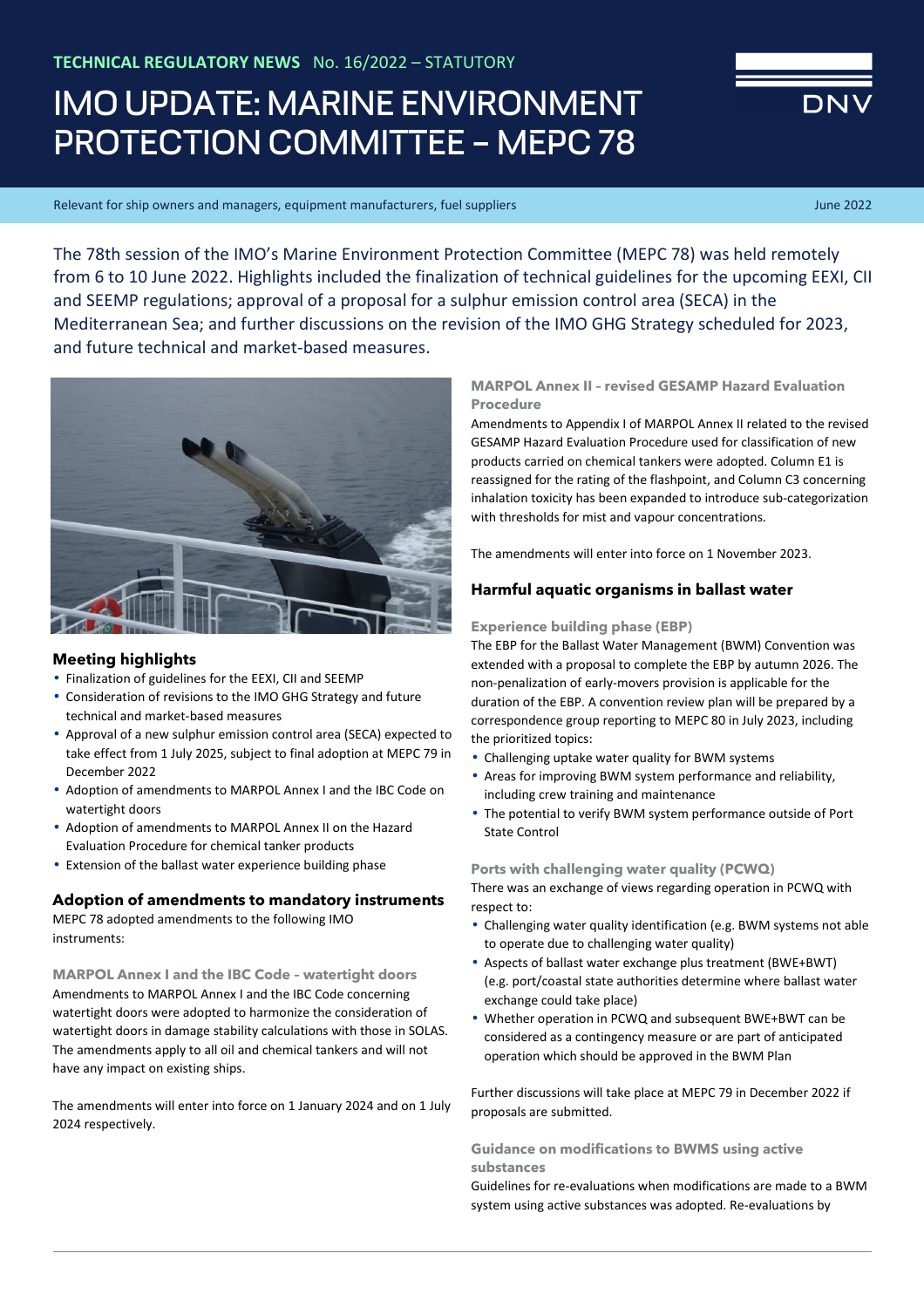TECHNICAL REGULATORY NEWS No. 16/2022 – STATUTORY

# IMO UPDATE: MARINE ENVIRONMENT PROTECTION COMMITTEE – MEPC 78

Relevant for ship owners and managers, equipment manufacturers, fuel suppliers

June 2022

The 78th session of the IMO's Marine Environment Protection Committee (MEPC 78) was held remotely from 6 to 10 June 2022. Highlights included the finalization of technical guidelines for the upcoming EEXI, CII and SEEMP regulations; approval of a proposal for a sulphur emission control area (SECA) in the Mediterranean Sea; and further discussions on the revision of the IMO GHG Strategy scheduled for 2023, and future technical and market-based measures.

## Meeting highlights

- Finalization of guidelines for the EEXI, CII and SEEMP
- Consideration of revisions to the IMO GHG Strategy and future technical and market-based measures
- Approval of a new sulphur emission control area (SECA) expected to take effect from 1 July 2025, subject to final adoption at MEPC 79 in December 2022
- Adoption of amendments to MARPOL Annex I and the IBC Code on watertight doors
- Adoption of amendments to MARPOL Annex II on the Hazard Evaluation Procedure for chemical tanker products
- Extension of the ballast water experience building phase

## Adoption of amendments to mandatory instruments

MEPC 78 adopted amendments to the following IMO instruments:

### MARPOL Annex I and the IBC Code – watertight doors

Amendments to MARPOL Annex I and the IBC Code concerning watertight doors were adopted to harmonize the consideration of watertight doors in damage stability calculations with those in SOLAS. The amendments apply to all oil and chemical tankers and will not have any impact on existing ships.

The amendments will enter into force on 1 January 2024 and on 1 July 2024 respectively.

### MARPOL Annex II – revised GESAMP Hazard Evaluation Procedure

Amendments to Appendix I of MARPOL Annex II related to the revised GESAMP Hazard Evaluation Procedure used for classification of new products carried on chemical tankers were adopted. Column E1 is reassigned for the rating of the flashpoint, and Column C3 concerning inhalation toxicity has been expanded to introduce sub-categorization with thresholds for mist and vapour concentrations.

The amendments will enter into force on 1 November 2023.

## Harmful aquatic organisms in ballast water

### Experience building phase (EBP)

The EBP for the Ballast Water Management (BWM) Convention was extended with a proposal to complete the EBP by autumn 2026. The non-penalization of early-movers provision is applicable for the duration of the EBP. A convention review plan will be prepared by a correspondence group reporting to MEPC 80 in July 2023, including the prioritized topics:

- Challenging uptake water quality for BWM systems
- Areas for improving BWM system performance and reliability, including crew training and maintenance
- The potential to verify BWM system performance outside of Port State Control

### Ports with challenging water quality (PCWQ)

There was an exchange of views regarding operation in PCWQ with respect to:

- Challenging water quality identification (e.g. BWM systems not able to operate due to challenging water quality)
- Aspects of ballast water exchange plus treatment (BWE+BWT) (e.g. port/coastal state authorities determine where ballast water exchange could take place)
- Whether operation in PCWQ and subsequent BWE+BWT can be considered as a contingency measure or are part of anticipated operation which should be approved in the BWM Plan

Further discussions will take place at MEPC 79 in December 2022 if proposals are submitted.

### Guidance on modifications to BWMS using active substances

Guidelines for re-evaluations when modifications are made to a BWM system using active substances was adopted. Re-evaluations by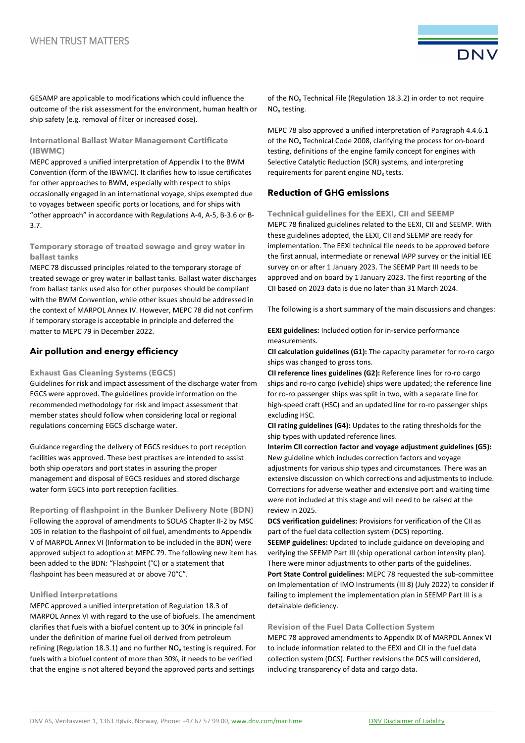GESAMP are applicable to modifications which could influence the outcome of the risk assessment for the environment, human health or ship safety (e.g. removal of filter or increased dose).

### International Ballast Water Management Certificate (IBWMC)

MEPC approved a unified interpretation of Appendix I to the BWM Convention (form of the IBWMC). It clarifies how to issue certificates for other approaches to BWM, especially with respect to ships occasionally engaged in an international voyage, ships exempted due to voyages between specific ports or locations, and for ships with "other approach" in accordance with Regulations A-4, A-5, B-3.6 or B-3.7.

### Temporary storage of treated sewage and grey water in ballast tanks

MEPC 78 discussed principles related to the temporary storage of treated sewage or grey water in ballast tanks. Ballast water discharges from ballast tanks used also for other purposes should be compliant with the BWM Convention, while other issues should be addressed in the context of MARPOL Annex IV. However, MEPC 78 did not confirm if temporary storage is acceptable in principle and deferred the matter to MEPC 79 in December 2022.

## Air pollution and energy efficiency

### Exhaust Gas Cleaning Systems (EGCS)

Guidelines for risk and impact assessment of the discharge water from EGCS were approved. The guidelines provide information on the recommended methodology for risk and impact assessment that member states should follow when considering local or regional regulations concerning EGCS discharge water.

Guidance regarding the delivery of EGCS residues to port reception facilities was approved. These best practises are intended to assist both ship operators and port states in assuring the proper management and disposal of EGCS residues and stored discharge water form EGCS into port reception facilities.

### Reporting of flashpoint in the Bunker Delivery Note (BDN)

Following the approval of amendments to SOLAS Chapter II-2 by MSC 105 in relation to the flashpoint of oil fuel, amendments to Appendix V of MARPOL Annex VI (Information to be included in the BDN) were approved subject to adoption at MEPC 79. The following new item has been added to the BDN: "Flashpoint (°C) or a statement that flashpoint has been measured at or above 70°C".

### Unified interpretations

MEPC approved a unified interpretation of Regulation 18.3 of MARPOL Annex VI with regard to the use of biofuels. The amendment clarifies that fuels with a biofuel content up to 30% in principle fall under the definition of marine fuel oil derived from petroleum refining (Regulation 18.3.1) and no further $NO_x$ testing is required. For fuels with a biofuel content of more than 30%, it needs to be verified that the engine is not altered beyond the approved parts and settings of the $NO_x$ Technical File (Regulation 18.3.2) in order to not require $NO_x$ testing.

MEPC 78 also approved a unified interpretation of Paragraph 4.4.6.1 of the $NO_x$ Technical Code 2008, clarifying the process for on-board testing, definitions of the engine family concept for engines with Selective Catalytic Reduction (SCR) systems, and interpreting requirements for parent engine $NO_x$ tests.

## Reduction of GHG emissions

### Technical guidelines for the EEXI, CII and SEEMP

MEPC 78 finalized guidelines related to the EEXI, CII and SEEMP. With these guidelines adopted, the EEXI, CII and SEEMP are ready for implementation. The EEXI technical file needs to be approved before the first annual, intermediate or renewal IAPP survey or the initial IEE survey on or after 1 January 2023. The SEEMP Part III needs to be approved and on board by 1 January 2023. The first reporting of the CII based on 2023 data is due no later than 31 March 2024.

The following is a short summary of the main discussions and changes:

**EEXI guidelines:** Included option for in-service performance measurements.

**CII calculation guidelines (G1):** The capacity parameter for ro-ro cargo ships was changed to gross tons.

**CII reference lines guidelines (G2):** Reference lines for ro-ro cargo ships and ro-ro cargo (vehicle) ships were updated; the reference line for ro-ro passenger ships was split in two, with a separate line for high-speed craft (HSC) and an updated line for ro-ro passenger ships excluding HSC.

**CII rating guidelines (G4):** Updates to the rating thresholds for the ship types with updated reference lines.

**Interim CII correction factor and voyage adjustment guidelines (G5):** New guideline which includes correction factors and voyage adjustments for various ship types and circumstances. There was an extensive discussion on which corrections and adjustments to include. Corrections for adverse weather and extensive port and waiting time were not included at this stage and will need to be raised at the review in 2025.

**DCS verification guidelines:** Provisions for verification of the CII as part of the fuel data collection system (DCS) reporting.

**SEEMP guidelines:** Updated to include guidance on developing and verifying the SEEMP Part III (ship operational carbon intensity plan). There were minor adjustments to other parts of the guidelines.

**Port State Control guidelines:** MEPC 78 requested the sub-committee on Implementation of IMO Instruments (III 8) (July 2022) to consider if failing to implement the implementation plan in SEEMP Part III is a detainable deficiency.

### Revision of the Fuel Data Collection System

MEPC 78 approved amendments to Appendix IX of MARPOL Annex VI to include information related to the EEXI and CII in the fuel data collection system (DCS). Further revisions the DCS will considered, including transparency of data and cargo data.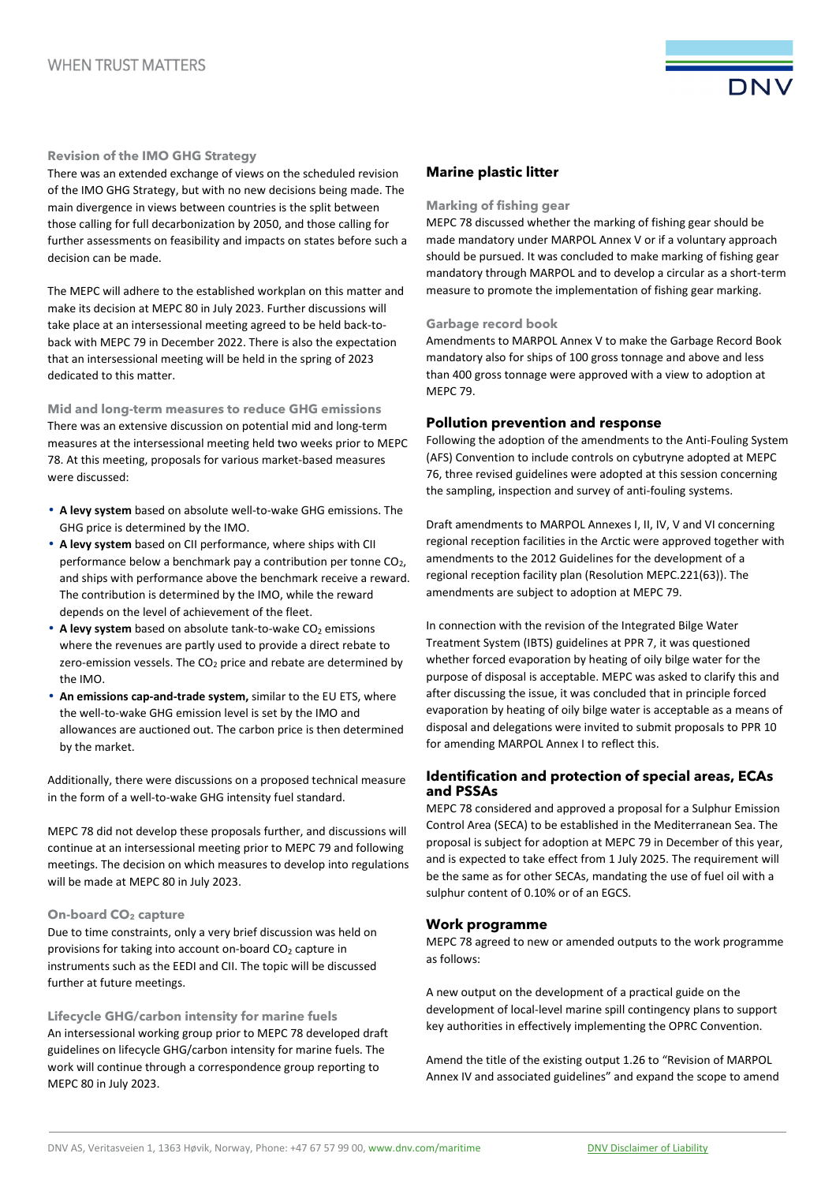### Revision of the IMO GHG Strategy

There was an extended exchange of views on the scheduled revision of the IMO GHG Strategy, but with no new decisions being made. The main divergence in views between countries is the split between those calling for full decarbonization by 2050, and those calling for further assessments on feasibility and impacts on states before such a decision can be made.

The MEPC will adhere to the established workplan on this matter and make its decision at MEPC 80 in July 2023. Further discussions will take place at an intersessional meeting agreed to be held back-to-back with MEPC 79 in December 2022. There is also the expectation that an intersessional meeting will be held in the spring of 2023 dedicated to this matter.

### Mid and long-term measures to reduce GHG emissions

There was an extensive discussion on potential mid and long-term measures at the intersessional meeting held two weeks prior to MEPC 78. At this meeting, proposals for various market-based measures were discussed:

- **A levy system** based on absolute well-to-wake GHG emissions. The GHG price is determined by the IMO.
- **A levy system** based on CII performance, where ships with CII performance below a benchmark pay a contribution per tonne $CO_2$, and ships with performance above the benchmark receive a reward. The contribution is determined by the IMO, while the reward depends on the level of achievement of the fleet.
- **A levy system** based on absolute tank-to-wake $CO_2$ emissions where the revenues are partly used to provide a direct rebate to zero-emission vessels. The $CO_2$ price and rebate are determined by the IMO.
- **An emissions cap-and-trade system,** similar to the EU ETS, where the well-to-wake GHG emission level is set by the IMO and allowances are auctioned out. The carbon price is then determined by the market.

Additionally, there were discussions on a proposed technical measure in the form of a well-to-wake GHG intensity fuel standard.

MEPC 78 did not develop these proposals further, and discussions will continue at an intersessional meeting prior to MEPC 79 and following meetings. The decision on which measures to develop into regulations will be made at MEPC 80 in July 2023.

### On-board $CO_2$ capture

Due to time constraints, only a very brief discussion was held on provisions for taking into account on-board $CO_2$ capture in instruments such as the EEDI and CII. The topic will be discussed further at future meetings.

### Lifecycle GHG/carbon intensity for marine fuels

An intersessional working group prior to MEPC 78 developed draft guidelines on lifecycle GHG/carbon intensity for marine fuels. The work will continue through a correspondence group reporting to MEPC 80 in July 2023.

## Marine plastic litter

### Marking of fishing gear

MEPC 78 discussed whether the marking of fishing gear should be made mandatory under MARPOL Annex V or if a voluntary approach should be pursued. It was concluded to make marking of fishing gear mandatory through MARPOL and to develop a circular as a short-term measure to promote the implementation of fishing gear marking.

### Garbage record book

Amendments to MARPOL Annex V to make the Garbage Record Book mandatory also for ships of 100 gross tonnage and above and less than 400 gross tonnage were approved with a view to adoption at MEPC 79.

## Pollution prevention and response

Following the adoption of the amendments to the Anti-Fouling System (AFS) Convention to include controls on cybutryne adopted at MEPC 76, three revised guidelines were adopted at this session concerning the sampling, inspection and survey of anti-fouling systems.

Draft amendments to MARPOL Annexes I, II, IV, V and VI concerning regional reception facilities in the Arctic were approved together with amendments to the 2012 Guidelines for the development of a regional reception facility plan (Resolution MEPC.221(63)). The amendments are subject to adoption at MEPC 79.

In connection with the revision of the Integrated Bilge Water Treatment System (IBTS) guidelines at PPR 7, it was questioned whether forced evaporation by heating of oily bilge water for the purpose of disposal is acceptable. MEPC was asked to clarify this and after discussing the issue, it was concluded that in principle forced evaporation by heating of oily bilge water is acceptable as a means of disposal and delegations were invited to submit proposals to PPR 10 for amending MARPOL Annex I to reflect this.

## Identification and protection of special areas, ECAs and PSSAs

MEPC 78 considered and approved a proposal for a Sulphur Emission Control Area (SECA) to be established in the Mediterranean Sea. The proposal is subject for adoption at MEPC 79 in December of this year, and is expected to take effect from 1 July 2025. The requirement will be the same as for other SECAs, mandating the use of fuel oil with a sulphur content of 0.10% or of an EGCS.

## Work programme

MEPC 78 agreed to new or amended outputs to the work programme as follows:

A new output on the development of a practical guide on the development of local-level marine spill contingency plans to support key authorities in effectively implementing the OPRC Convention.

Amend the title of the existing output 1.26 to "Revision of MARPOL Annex IV and associated guidelines" and expand the scope to amend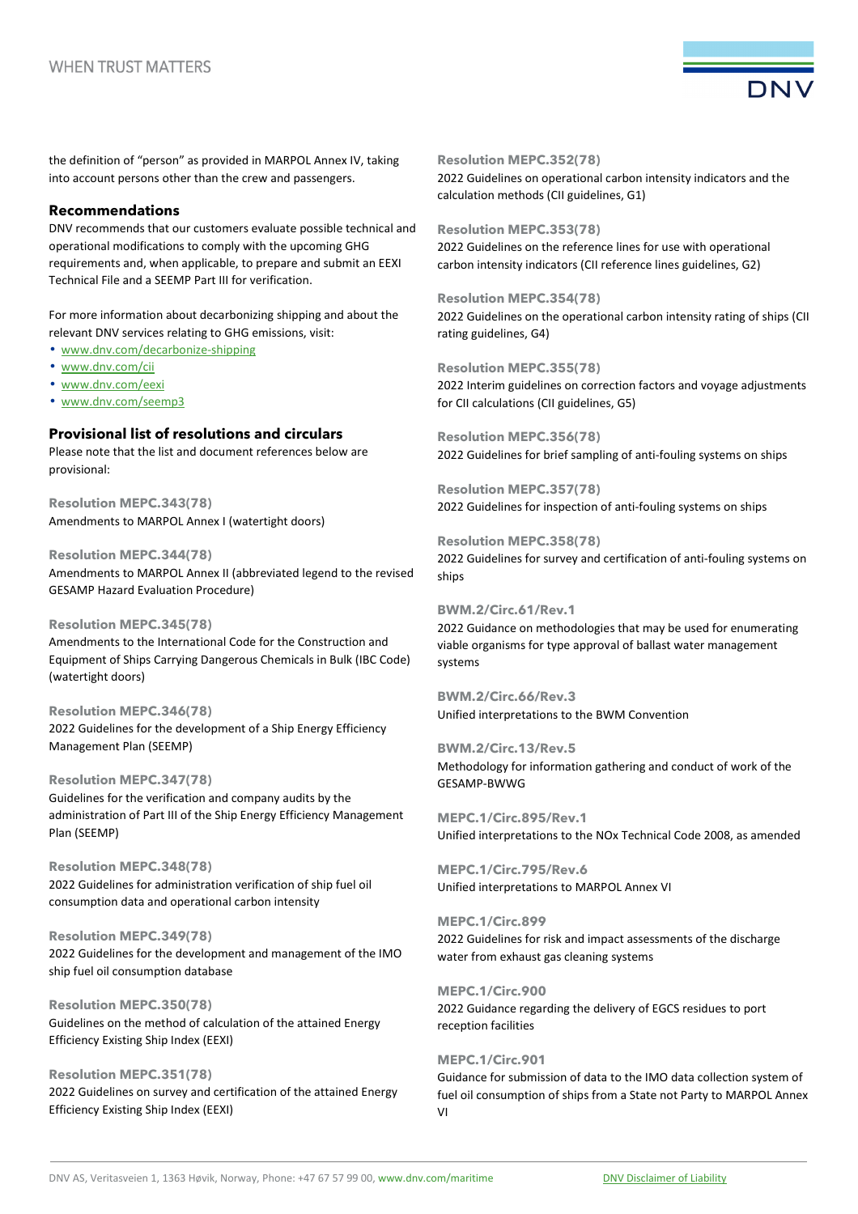the definition of "person" as provided in MARPOL Annex IV, taking into account persons other than the crew and passengers.

## Recommendations

DNV recommends that our customers evaluate possible technical and operational modifications to comply with the upcoming GHG requirements and, when applicable, to prepare and submit an EEXI Technical File and a SEEMP Part III for verification.

For more information about decarbonizing shipping and about the relevant DNV services relating to GHG emissions, visit:

- www.dnv.com/decarbonize-shipping
- www.dnv.com/cii
- www.dnv.com/eexi
- www.dnv.com/seemp3

## Provisional list of resolutions and circulars

Please note that the list and document references below are provisional:

**Resolution MEPC.343(78)**
Amendments to MARPOL Annex I (watertight doors)

**Resolution MEPC.344(78)**
Amendments to MARPOL Annex II (abbreviated legend to the revised GESAMP Hazard Evaluation Procedure)

**Resolution MEPC.345(78)**
Amendments to the International Code for the Construction and Equipment of Ships Carrying Dangerous Chemicals in Bulk (IBC Code) (watertight doors)

**Resolution MEPC.346(78)**
2022 Guidelines for the development of a Ship Energy Efficiency Management Plan (SEEMP)

**Resolution MEPC.347(78)**
Guidelines for the verification and company audits by the administration of Part III of the Ship Energy Efficiency Management Plan (SEEMP)

**Resolution MEPC.348(78)**
2022 Guidelines for administration verification of ship fuel oil consumption data and operational carbon intensity

**Resolution MEPC.349(78)**
2022 Guidelines for the development and management of the IMO ship fuel oil consumption database

**Resolution MEPC.350(78)**
Guidelines on the method of calculation of the attained Energy Efficiency Existing Ship Index (EEXI)

**Resolution MEPC.351(78)**
2022 Guidelines on survey and certification of the attained Energy Efficiency Existing Ship Index (EEXI)

**Resolution MEPC.352(78)**
2022 Guidelines on operational carbon intensity indicators and the calculation methods (CII guidelines, G1)

**Resolution MEPC.353(78)**
2022 Guidelines on the reference lines for use with operational carbon intensity indicators (CII reference lines guidelines, G2)

**Resolution MEPC.354(78)**
2022 Guidelines on the operational carbon intensity rating of ships (CII rating guidelines, G4)

**Resolution MEPC.355(78)**
2022 Interim guidelines on correction factors and voyage adjustments for CII calculations (CII guidelines, G5)

**Resolution MEPC.356(78)**
2022 Guidelines for brief sampling of anti-fouling systems on ships

**Resolution MEPC.357(78)**
2022 Guidelines for inspection of anti-fouling systems on ships

**Resolution MEPC.358(78)**
2022 Guidelines for survey and certification of anti-fouling systems on ships

**BWM.2/Circ.61/Rev.1**
2022 Guidance on methodologies that may be used for enumerating viable organisms for type approval of ballast water management systems

**BWM.2/Circ.66/Rev.3**
Unified interpretations to the BWM Convention

**BWM.2/Circ.13/Rev.5**
Methodology for information gathering and conduct of work of the GESAMP-BWWG

**MEPC.1/Circ.895/Rev.1**
Unified interpretations to the NOx Technical Code 2008, as amended

**MEPC.1/Circ.795/Rev.6**
Unified interpretations to MARPOL Annex VI

**MEPC.1/Circ.899**
2022 Guidelines for risk and impact assessments of the discharge water from exhaust gas cleaning systems

**MEPC.1/Circ.900**
2022 Guidance regarding the delivery of EGCS residues to port reception facilities

**MEPC.1/Circ.901**
Guidance for submission of data to the IMO data collection system of fuel oil consumption of ships from a State not Party to MARPOL Annex VI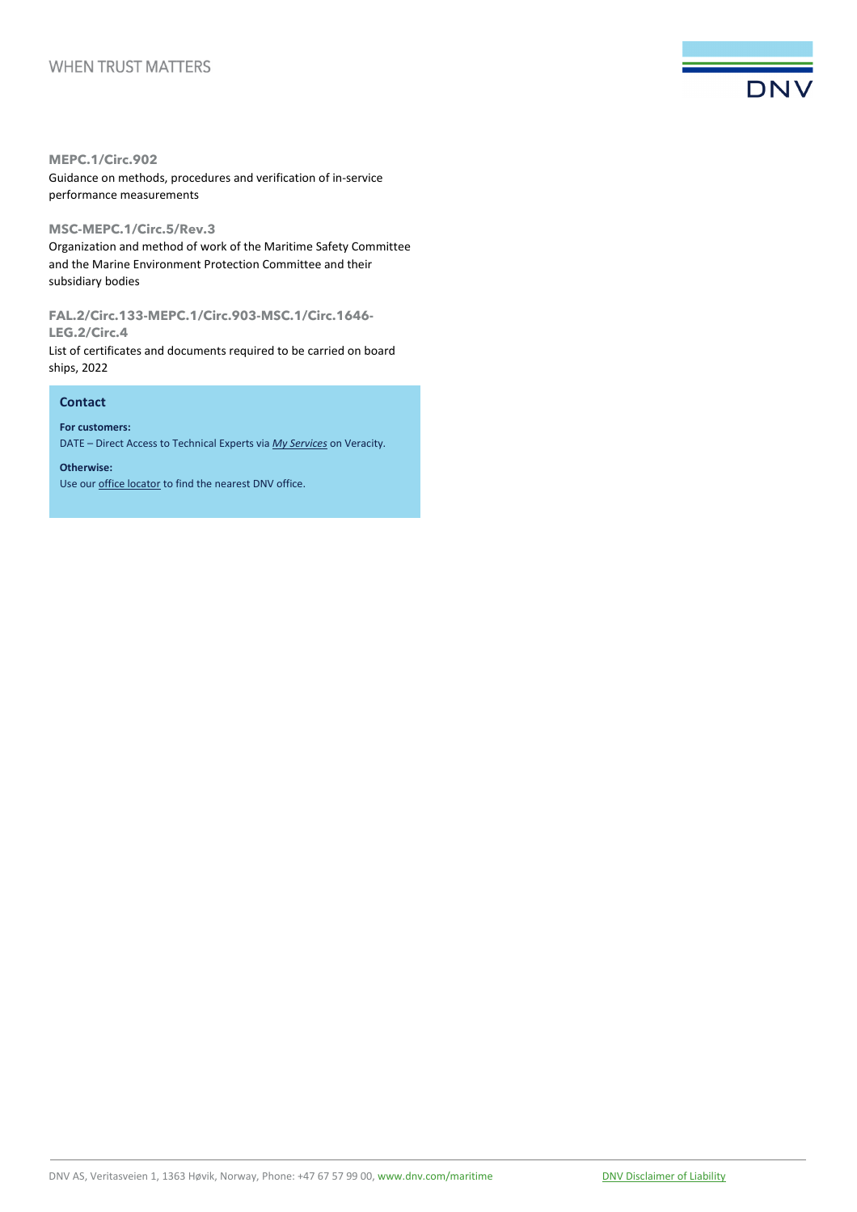**MEPC.1/Circ.902**

Guidance on methods, procedures and verification of in-service performance measurements

**MSC-MEPC.1/Circ.5/Rev.3**

Organization and method of work of the Maritime Safety Committee and the Marine Environment Protection Committee and their subsidiary bodies

**FAL.2/Circ.133-MEPC.1/Circ.903-MSC.1/Circ.1646-LEG.2/Circ.4**

List of certificates and documents required to be carried on board ships, 2022

### Contact

**For customers:**

DATE – Direct Access to Technical Experts via *My Services* on Veracity.

**Otherwise:**

Use our office locator to find the nearest DNV office.